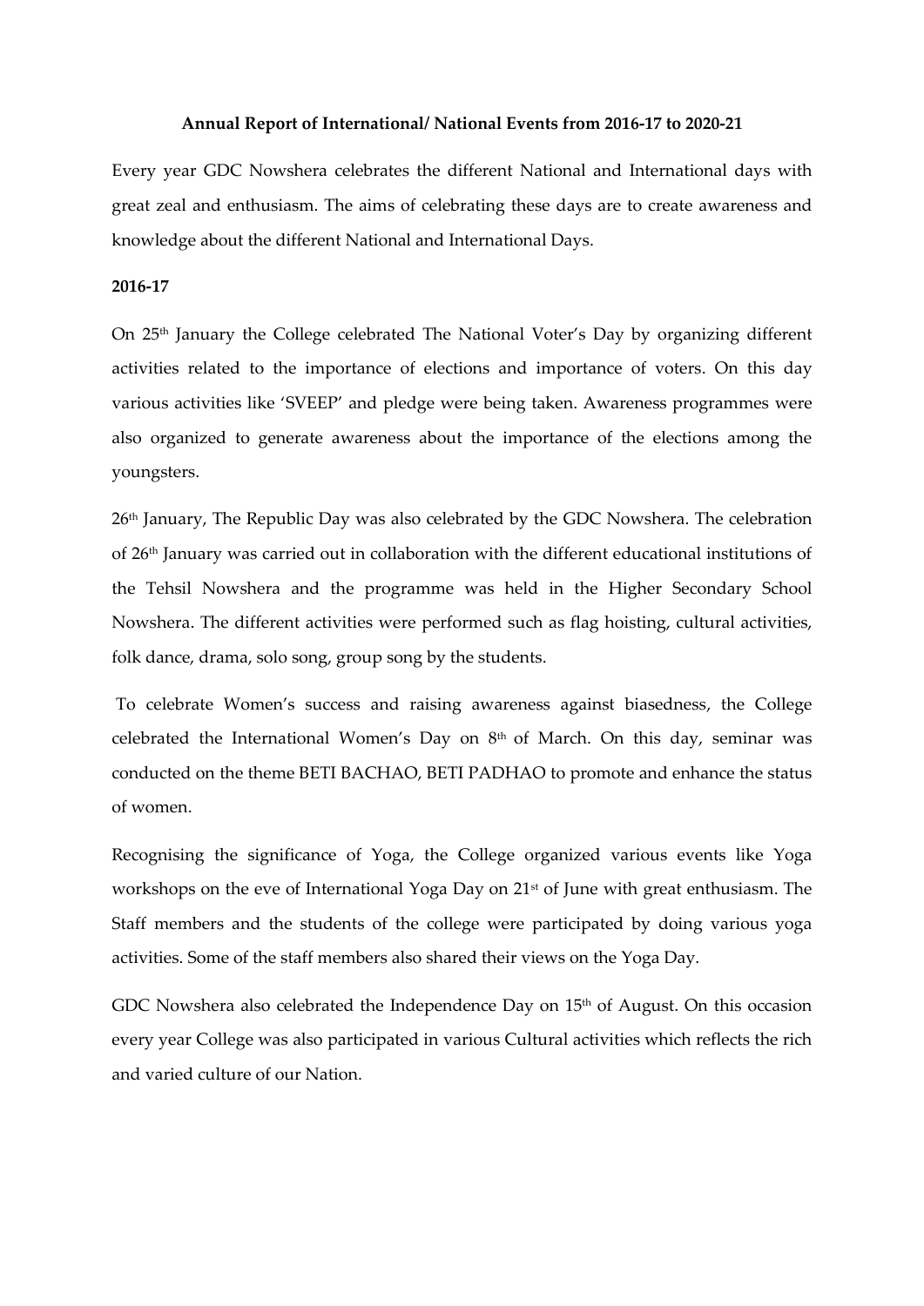**Annual Report of International/ National Events from 2016-17 to 2020-21**

Every year GDC Nowshera celebrates the different National and International days with great zeal and enthusiasm. The aims of celebrating these days are to create awareness and knowledge about the different National and International Days.

**2016-17**

On 25th January the College celebrated The National Voter's Day by organizing different activities related to the importance of elections and importance of voters. On this day various activities like 'SVEEP' and pledge were being taken. Awareness programmes were also organized to generate awareness about the importance of the elections among the youngsters.

26th January, The Republic Day was also celebrated by the GDC Nowshera. The celebration of 26th January was carried out in collaboration with the different educational institutions of the Tehsil Nowshera and the programme was held in the Higher Secondary School Nowshera. The different activities were performed such as flag hoisting, cultural activities, folk dance, drama, solo song, group song by the students.

To celebrate Women's success and raising awareness against biasedness, the College celebrated the International Women's Day on 8th of March. On this day, seminar was conducted on the theme BETI BACHAO, BETI PADHAO to promote and enhance the status of women.

Recognising the significance of Yoga, the College organized various events like Yoga workshops on the eve of International Yoga Day on 21st of June with great enthusiasm. The Staff members and the students of the college were participated by doing various yoga activities. Some of the staff members also shared their views on the Yoga Day.

GDC Nowshera also celebrated the Independence Day on 15th of August. On this occasion every year College was also participated in various Cultural activities which reflects the rich and varied culture of our Nation.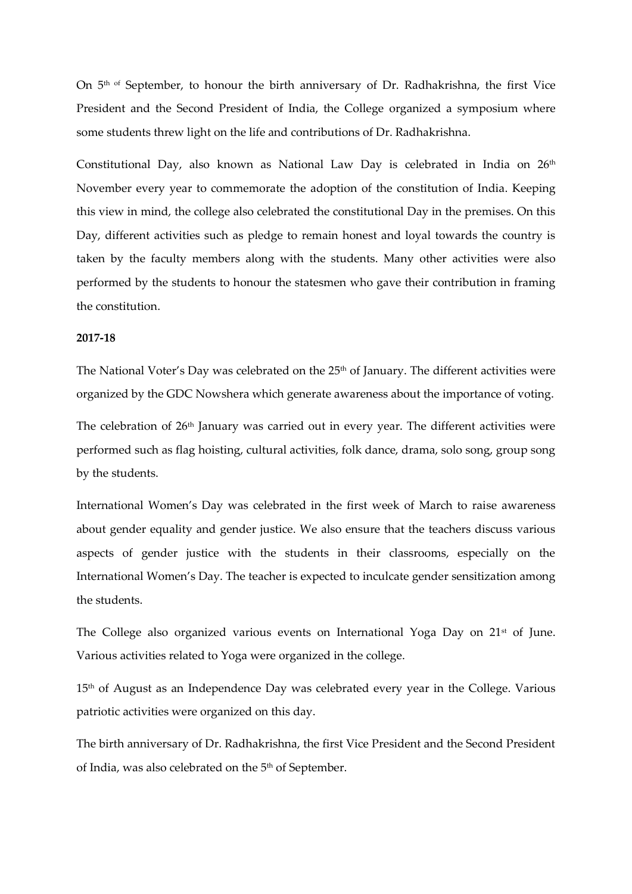On 5th of September, to honour the birth anniversary of Dr. Radhakrishna, the first Vice President and the Second President of India, the College organized a symposium where some students threw light on the life and contributions of Dr. Radhakrishna.

Constitutional Day, also known as National Law Day is celebrated in India on 26th November every year to commemorate the adoption of the constitution of India. Keeping this view in mind, the college also celebrated the constitutional Day in the premises. On this Day, different activities such as pledge to remain honest and loyal towards the country is taken by the faculty members along with the students. Many other activities were also performed by the students to honour the statesmen who gave their contribution in framing the constitution.

**2017-18**

The National Voter's Day was celebrated on the 25th of January. The different activities were organized by the GDC Nowshera which generate awareness about the importance of voting.

The celebration of 26th January was carried out in every year. The different activities were performed such as flag hoisting, cultural activities, folk dance, drama, solo song, group song by the students.

International Women's Day was celebrated in the first week of March to raise awareness about gender equality and gender justice. We also ensure that the teachers discuss various aspects of gender justice with the students in their classrooms, especially on the International Women's Day. The teacher is expected to inculcate gender sensitization among the students.

The College also organized various events on International Yoga Day on 21st of June. Various activities related to Yoga were organized in the college.

15th of August as an Independence Day was celebrated every year in the College. Various patriotic activities were organized on this day.

The birth anniversary of Dr. Radhakrishna, the first Vice President and the Second President of India, was also celebrated on the 5th of September.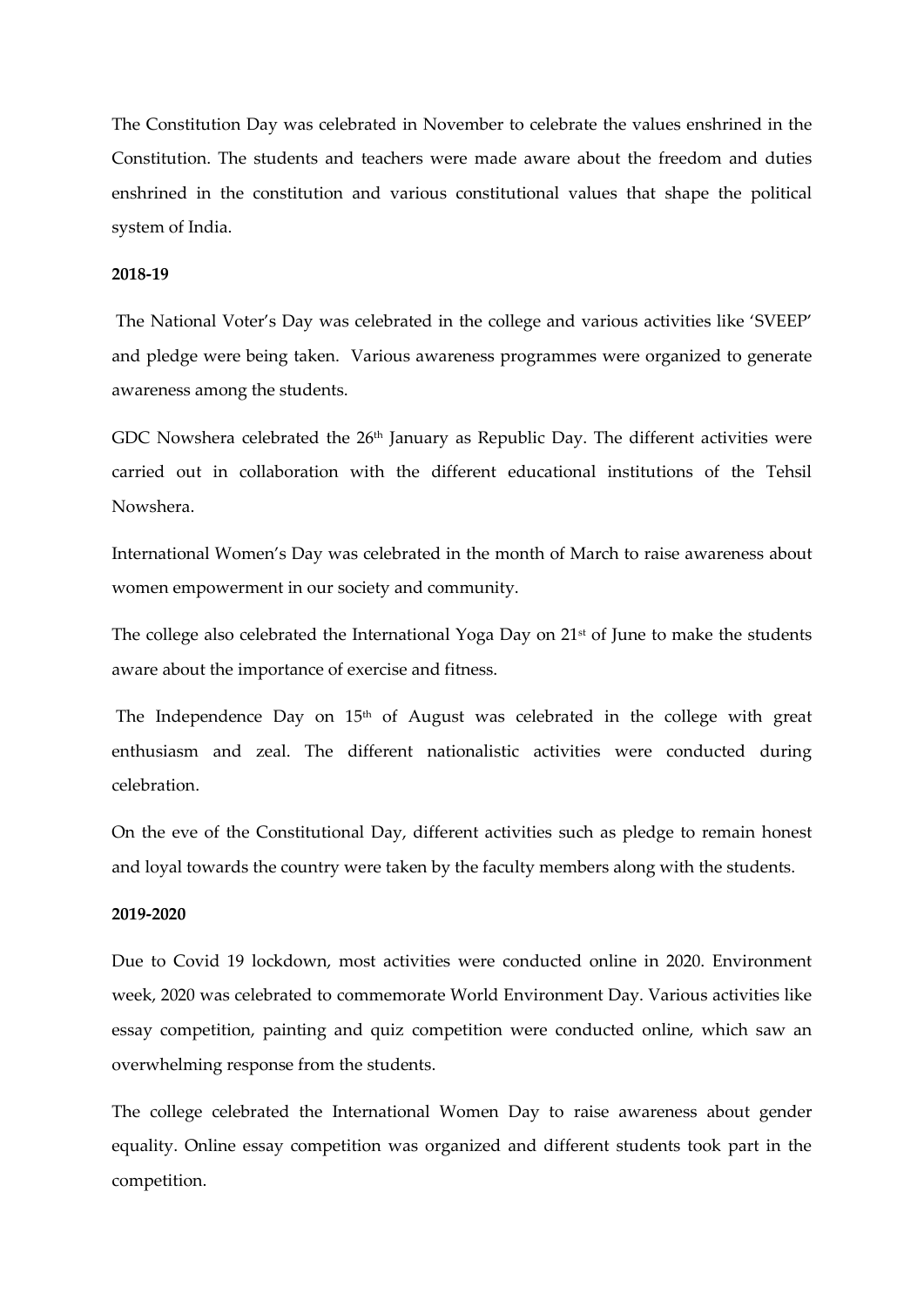The Constitution Day was celebrated in November to celebrate the values enshrined in the Constitution. The students and teachers were made aware about the freedom and duties enshrined in the constitution and various constitutional values that shape the political system of India.

**2018-19**

The National Voter's Day was celebrated in the college and various activities like 'SVEEP' and pledge were being taken. Various awareness programmes were organized to generate awareness among the students.

GDC Nowshera celebrated the 26th January as Republic Day. The different activities were carried out in collaboration with the different educational institutions of the Tehsil Nowshera.

International Women's Day was celebrated in the month of March to raise awareness about women empowerment in our society and community.

The college also celebrated the International Yoga Day on 21st of June to make the students aware about the importance of exercise and fitness.

The Independence Day on 15th of August was celebrated in the college with great enthusiasm and zeal. The different nationalistic activities were conducted during celebration.

On the eve of the Constitutional Day, different activities such as pledge to remain honest and loyal towards the country were taken by the faculty members along with the students.

**2019-2020**

Due to Covid 19 lockdown, most activities were conducted online in 2020. Environment week, 2020 was celebrated to commemorate World Environment Day. Various activities like essay competition, painting and quiz competition were conducted online, which saw an overwhelming response from the students.

The college celebrated the International Women Day to raise awareness about gender equality. Online essay competition was organized and different students took part in the competition.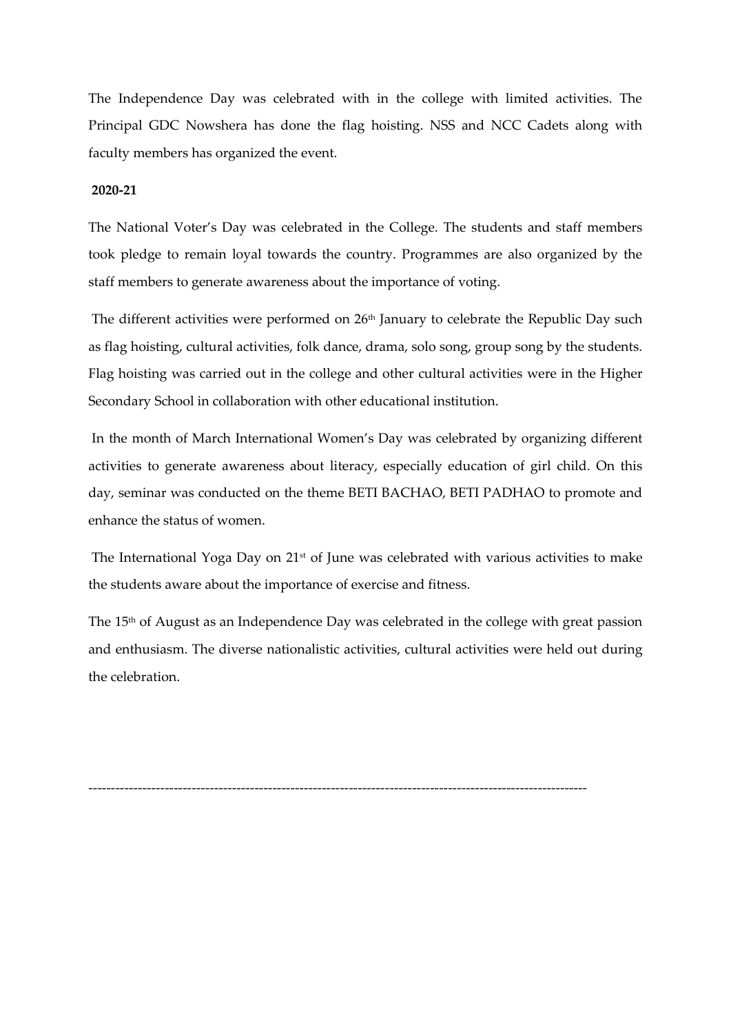The Independence Day was celebrated with in the college with limited activities. The Principal GDC Nowshera has done the flag hoisting. NSS and NCC Cadets along with faculty members has organized the event.

**2020-21**

The National Voter's Day was celebrated in the College. The students and staff members took pledge to remain loyal towards the country. Programmes are also organized by the staff members to generate awareness about the importance of voting.

The different activities were performed on 26th January to celebrate the Republic Day such as flag hoisting, cultural activities, folk dance, drama, solo song, group song by the students. Flag hoisting was carried out in the college and other cultural activities were in the Higher Secondary School in collaboration with other educational institution.

In the month of March International Women's Day was celebrated by organizing different activities to generate awareness about literacy, especially education of girl child. On this day, seminar was conducted on the theme BETI BACHAO, BETI PADHAO to promote and enhance the status of women.

The International Yoga Day on 21st of June was celebrated with various activities to make the students aware about the importance of exercise and fitness.

The 15th of August as an Independence Day was celebrated in the college with great passion and enthusiasm. The diverse nationalistic activities, cultural activities were held out during the celebration.

---